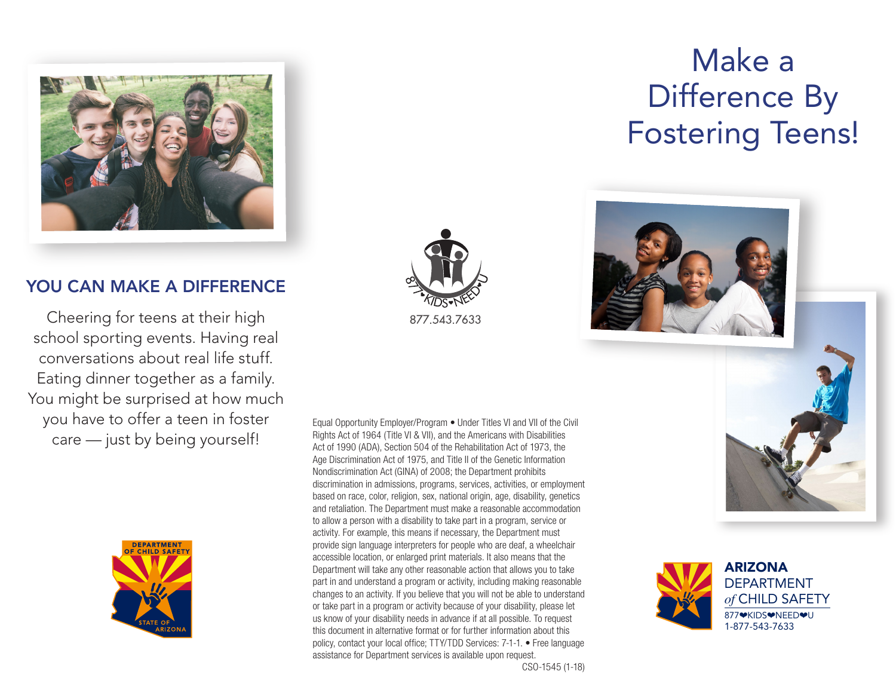# Make a Difference By Fostering Teens!

## YOU CAN MAKE A DIFFERENCE

Cheering for teens at their high school sporting events. Having real conversations about real life stuff. Eating dinner together as a family. You might be surprised at how much you have to offer a teen in foster care — just by being yourself!

877•KIDS•NEED•U

877.543.7633

Equal Opportunity Employer/Program • Under Titles VI and VII of the Civil Rights Act of 1964 (Title VI & VII), and the Americans with Disabilities Act of 1990 (ADA), Section 504 of the Rehabilitation Act of 1973, the Age Discrimination Act of 1975, and Title II of the Genetic Information Nondiscrimination Act (GINA) of 2008; the Department prohibits discrimination in admissions, programs, services, activities, or employment based on race, color, religion, sex, national origin, age, disability, genetics and retaliation. The Department must make a reasonable accommodation to allow a person with a disability to take part in a program, service or activity. For example, this means if necessary, the Department must provide sign language interpreters for people who are deaf, a wheelchair accessible location, or enlarged print materials. It also means that the Department will take any other reasonable action that allows you to take part in and understand a program or activity, including making reasonable changes to an activity. If you believe that you will not be able to understand or take part in a program or activity because of your disability, please let us know of your disability needs in advance if at all possible. To request this document in alternative format or for further information about this policy, contact your local office; TTY/TDD Services: 7-1-1. • Free language assistance for Department services is available upon request.

CSO-1545 (1-18)

DEPARTMENT OF CHILD SAFETY
STATE OF ARIZONA

**ARIZONA**
DEPARTMENT
*of* CHILD SAFETY
877❤KIDS❤NEED❤U
1-877-543-7633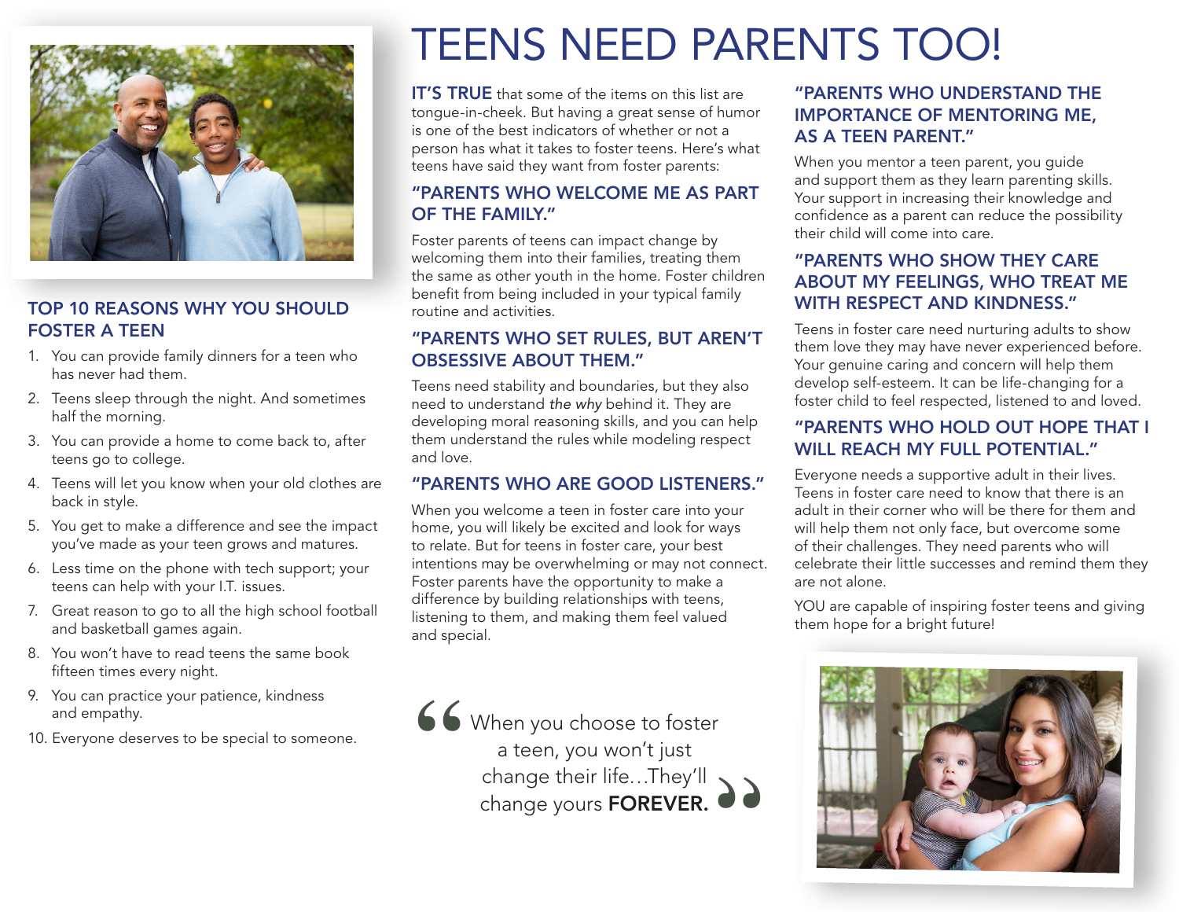# TEENS NEED PARENTS TOO!

## TOP 10 REASONS WHY YOU SHOULD FOSTER A TEEN

1. You can provide family dinners for a teen who has never had them.
2. Teens sleep through the night. And sometimes half the morning.
3. You can provide a home to come back to, after teens go to college.
4. Teens will let you know when your old clothes are back in style.
5. You get to make a difference and see the impact you've made as your teen grows and matures.
6. Less time on the phone with tech support; your teens can help with your I.T. issues.
7. Great reason to go to all the high school football and basketball games again.
8. You won't have to read teens the same book fifteen times every night.
9. You can practice your patience, kindness and empathy.
10. Everyone deserves to be special to someone.

**IT'S TRUE** that some of the items on this list are tongue-in-cheek. But having a great sense of humor is one of the best indicators of whether or not a person has what it takes to foster teens. Here's what teens have said they want from foster parents:

### "PARENTS WHO WELCOME ME AS PART OF THE FAMILY."

Foster parents of teens can impact change by welcoming them into their families, treating them the same as other youth in the home. Foster children benefit from being included in your typical family routine and activities.

### "PARENTS WHO SET RULES, BUT AREN'T OBSESSIVE ABOUT THEM."

Teens need stability and boundaries, but they also need to understand *the why* behind it. They are developing moral reasoning skills, and you can help them understand the rules while modeling respect and love.

### "PARENTS WHO ARE GOOD LISTENERS."

When you welcome a teen in foster care into your home, you will likely be excited and look for ways to relate. But for teens in foster care, your best intentions may be overwhelming or may not connect. Foster parents have the opportunity to make a difference by building relationships with teens, listening to them, and making them feel valued and special.

> "When you choose to foster a teen, you won't just change their life...They'll change yours **FOREVER.**"

### "PARENTS WHO UNDERSTAND THE IMPORTANCE OF MENTORING ME, AS A TEEN PARENT."

When you mentor a teen parent, you guide and support them as they learn parenting skills. Your support in increasing their knowledge and confidence as a parent can reduce the possibility their child will come into care.

### "PARENTS WHO SHOW THEY CARE ABOUT MY FEELINGS, WHO TREAT ME WITH RESPECT AND KINDNESS."

Teens in foster care need nurturing adults to show them love they may have never experienced before. Your genuine caring and concern will help them develop self-esteem. It can be life-changing for a foster child to feel respected, listened to and loved.

### "PARENTS WHO HOLD OUT HOPE THAT I WILL REACH MY FULL POTENTIAL."

Everyone needs a supportive adult in their lives. Teens in foster care need to know that there is an adult in their corner who will be there for them and will help them not only face, but overcome some of their challenges. They need parents who will celebrate their little successes and remind them they are not alone.

YOU are capable of inspiring foster teens and giving them hope for a bright future!